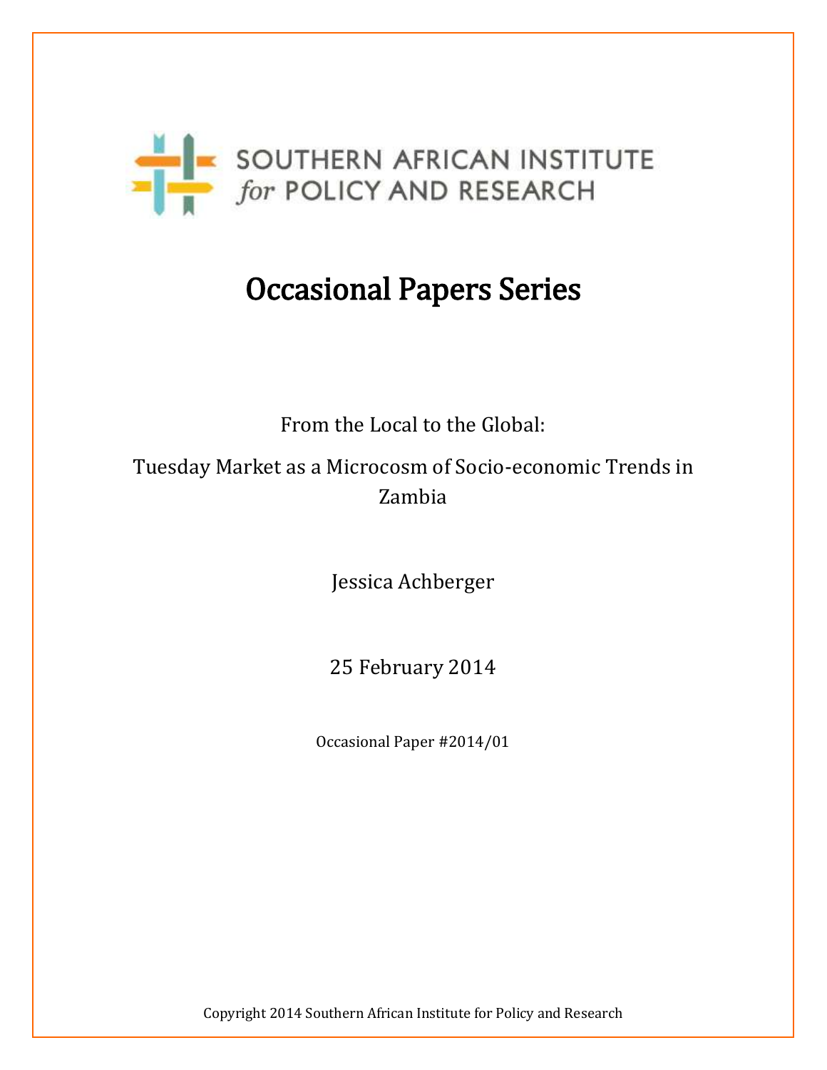SOUTHERN AFRICAN INSTITUTE *for* POLICY AND RESEARCH

# Occasional Papers Series

From the Local to the Global:

Tuesday Market as a Microcosm of Socio-economic Trends in Zambia

Jessica Achberger

25 February 2014

Occasional Paper #2014/01

Copyright 2014 Southern African Institute for Policy and Research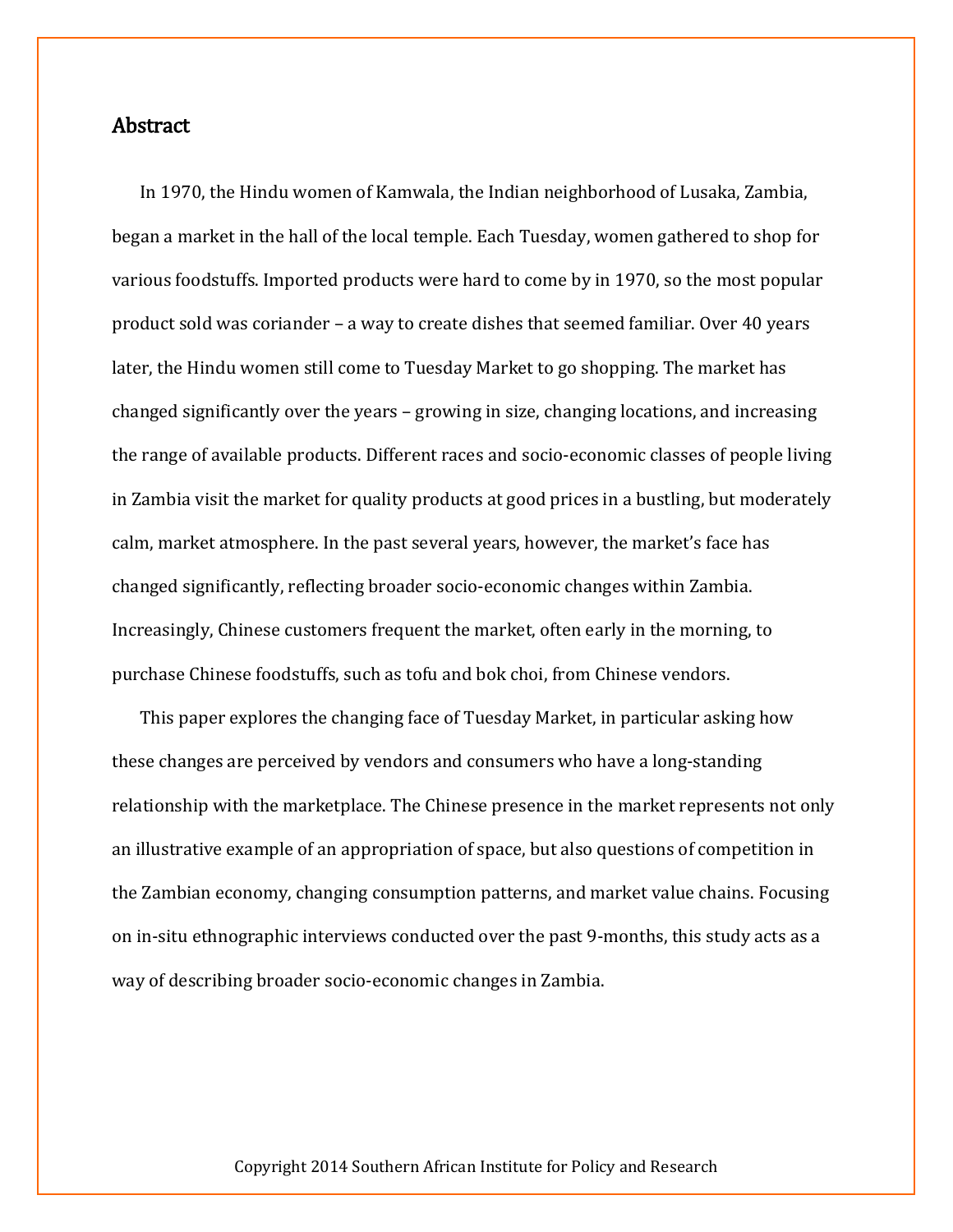## Abstract

In 1970, the Hindu women of Kamwala, the Indian neighborhood of Lusaka, Zambia, began a market in the hall of the local temple. Each Tuesday, women gathered to shop for various foodstuffs. Imported products were hard to come by in 1970, so the most popular product sold was coriander – a way to create dishes that seemed familiar. Over 40 years later, the Hindu women still come to Tuesday Market to go shopping. The market has changed significantly over the years – growing in size, changing locations, and increasing the range of available products. Different races and socio-economic classes of people living in Zambia visit the market for quality products at good prices in a bustling, but moderately calm, market atmosphere. In the past several years, however, the market's face has changed significantly, reflecting broader socio-economic changes within Zambia. Increasingly, Chinese customers frequent the market, often early in the morning, to purchase Chinese foodstuffs, such as tofu and bok choi, from Chinese vendors.

This paper explores the changing face of Tuesday Market, in particular asking how these changes are perceived by vendors and consumers who have a long-standing relationship with the marketplace. The Chinese presence in the market represents not only an illustrative example of an appropriation of space, but also questions of competition in the Zambian economy, changing consumption patterns, and market value chains. Focusing on in-situ ethnographic interviews conducted over the past 9-months, this study acts as a way of describing broader socio-economic changes in Zambia.

Copyright 2014 Southern African Institute for Policy and Research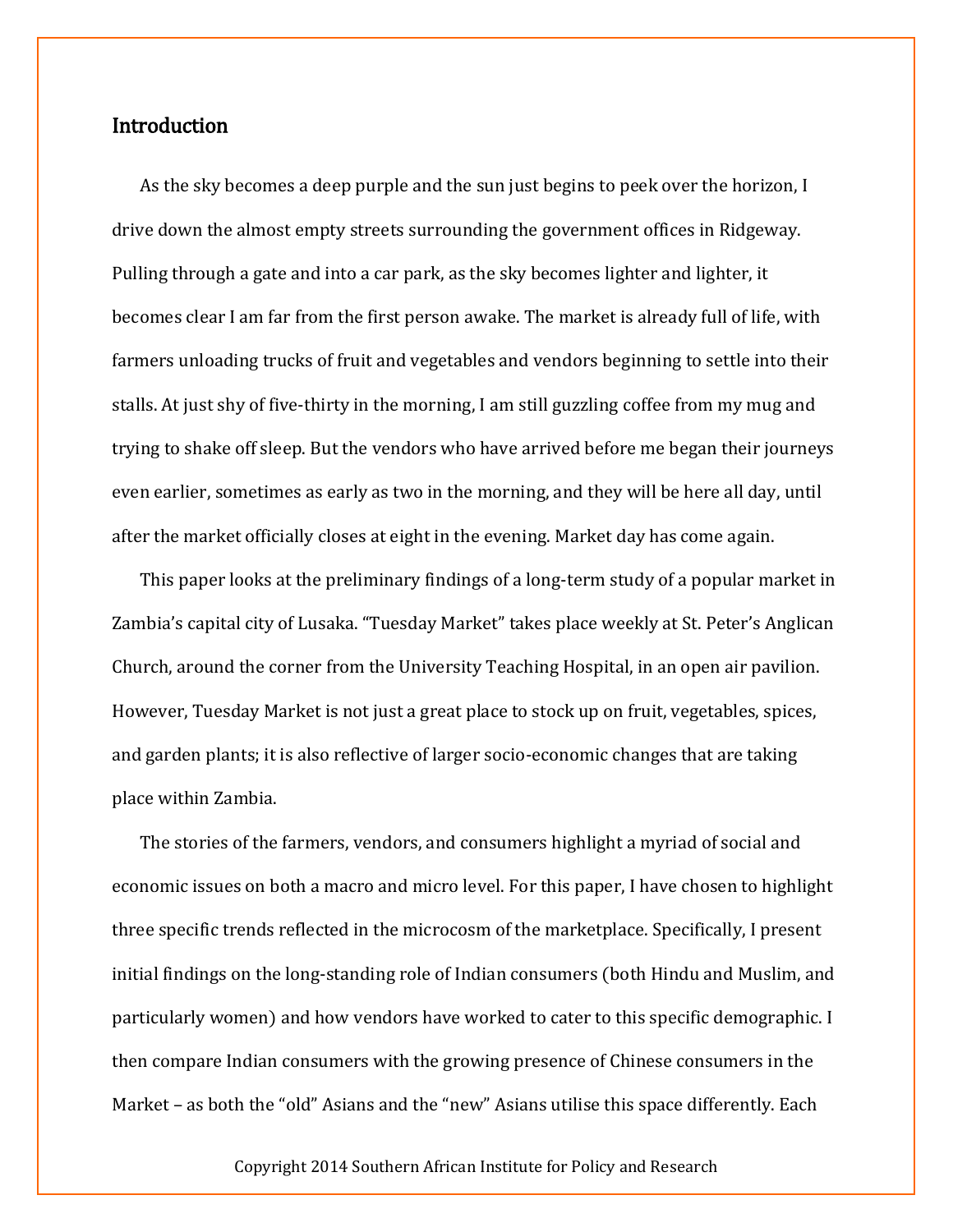## Introduction

As the sky becomes a deep purple and the sun just begins to peek over the horizon, I drive down the almost empty streets surrounding the government offices in Ridgeway. Pulling through a gate and into a car park, as the sky becomes lighter and lighter, it becomes clear I am far from the first person awake. The market is already full of life, with farmers unloading trucks of fruit and vegetables and vendors beginning to settle into their stalls. At just shy of five-thirty in the morning, I am still guzzling coffee from my mug and trying to shake off sleep. But the vendors who have arrived before me began their journeys even earlier, sometimes as early as two in the morning, and they will be here all day, until after the market officially closes at eight in the evening. Market day has come again.

This paper looks at the preliminary findings of a long-term study of a popular market in Zambia's capital city of Lusaka. "Tuesday Market" takes place weekly at St. Peter's Anglican Church, around the corner from the University Teaching Hospital, in an open air pavilion. However, Tuesday Market is not just a great place to stock up on fruit, vegetables, spices, and garden plants; it is also reflective of larger socio-economic changes that are taking place within Zambia.

The stories of the farmers, vendors, and consumers highlight a myriad of social and economic issues on both a macro and micro level. For this paper, I have chosen to highlight three specific trends reflected in the microcosm of the marketplace. Specifically, I present initial findings on the long-standing role of Indian consumers (both Hindu and Muslim, and particularly women) and how vendors have worked to cater to this specific demographic. I then compare Indian consumers with the growing presence of Chinese consumers in the Market – as both the "old" Asians and the "new" Asians utilise this space differently. Each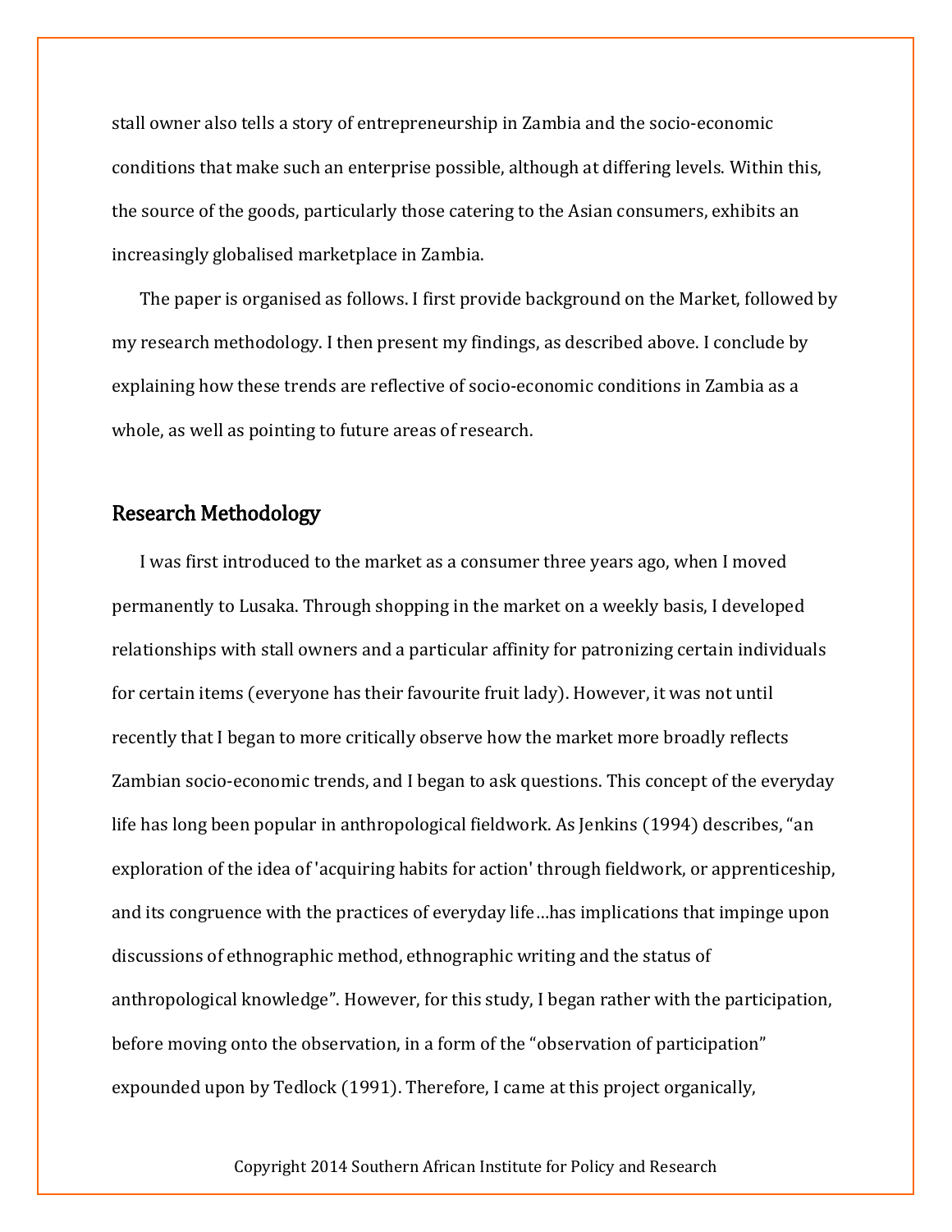stall owner also tells a story of entrepreneurship in Zambia and the socio-economic conditions that make such an enterprise possible, although at differing levels. Within this, the source of the goods, particularly those catering to the Asian consumers, exhibits an increasingly globalised marketplace in Zambia.

The paper is organised as follows. I first provide background on the Market, followed by my research methodology. I then present my findings, as described above. I conclude by explaining how these trends are reflective of socio-economic conditions in Zambia as a whole, as well as pointing to future areas of research.

## Research Methodology

I was first introduced to the market as a consumer three years ago, when I moved permanently to Lusaka. Through shopping in the market on a weekly basis, I developed relationships with stall owners and a particular affinity for patronizing certain individuals for certain items (everyone has their favourite fruit lady). However, it was not until recently that I began to more critically observe how the market more broadly reflects Zambian socio-economic trends, and I began to ask questions. This concept of the everyday life has long been popular in anthropological fieldwork. As Jenkins (1994) describes, "an exploration of the idea of 'acquiring habits for action' through fieldwork, or apprenticeship, and its congruence with the practices of everyday life…has implications that impinge upon discussions of ethnographic method, ethnographic writing and the status of anthropological knowledge". However, for this study, I began rather with the participation, before moving onto the observation, in a form of the "observation of participation" expounded upon by Tedlock (1991). Therefore, I came at this project organically,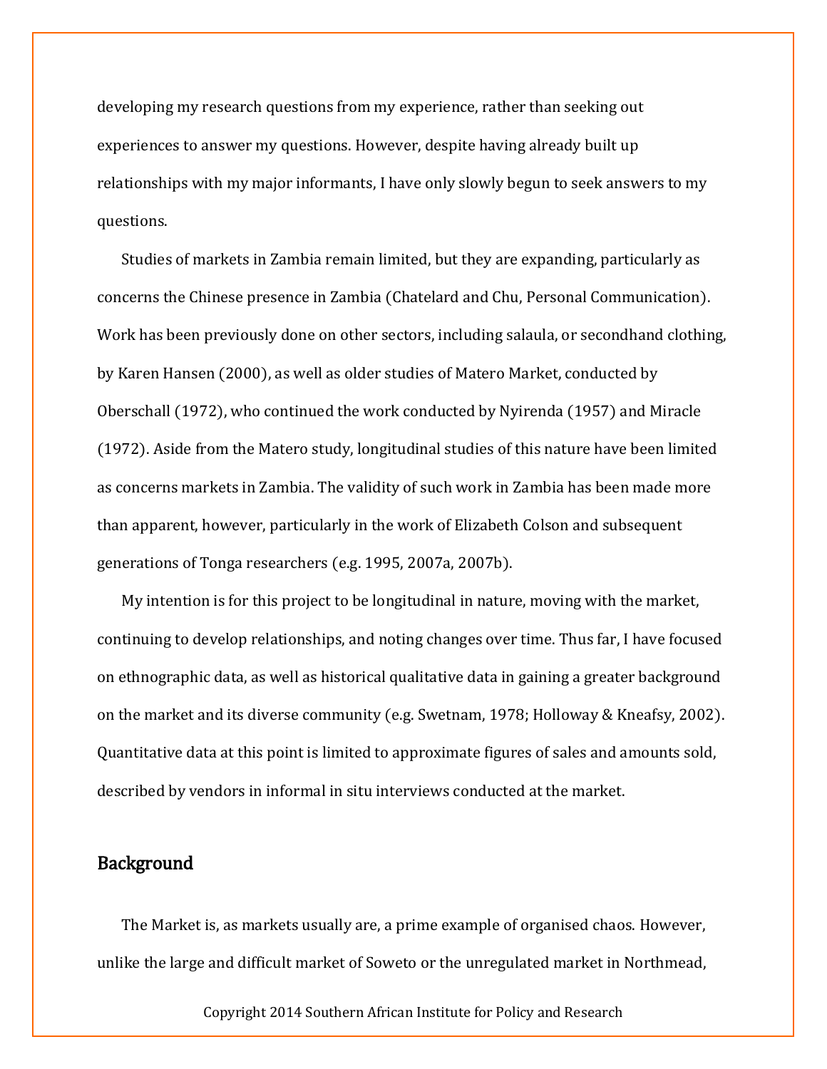developing my research questions from my experience, rather than seeking out experiences to answer my questions. However, despite having already built up relationships with my major informants, I have only slowly begun to seek answers to my questions.

Studies of markets in Zambia remain limited, but they are expanding, particularly as concerns the Chinese presence in Zambia (Chatelard and Chu, Personal Communication). Work has been previously done on other sectors, including salaula, or secondhand clothing, by Karen Hansen (2000), as well as older studies of Matero Market, conducted by Oberschall (1972), who continued the work conducted by Nyirenda (1957) and Miracle (1972). Aside from the Matero study, longitudinal studies of this nature have been limited as concerns markets in Zambia. The validity of such work in Zambia has been made more than apparent, however, particularly in the work of Elizabeth Colson and subsequent generations of Tonga researchers (e.g. 1995, 2007a, 2007b).

My intention is for this project to be longitudinal in nature, moving with the market, continuing to develop relationships, and noting changes over time. Thus far, I have focused on ethnographic data, as well as historical qualitative data in gaining a greater background on the market and its diverse community (e.g. Swetnam, 1978; Holloway & Kneafsy, 2002). Quantitative data at this point is limited to approximate figures of sales and amounts sold, described by vendors in informal in situ interviews conducted at the market.

## Background

The Market is, as markets usually are, a prime example of organised chaos. However, unlike the large and difficult market of Soweto or the unregulated market in Northmead,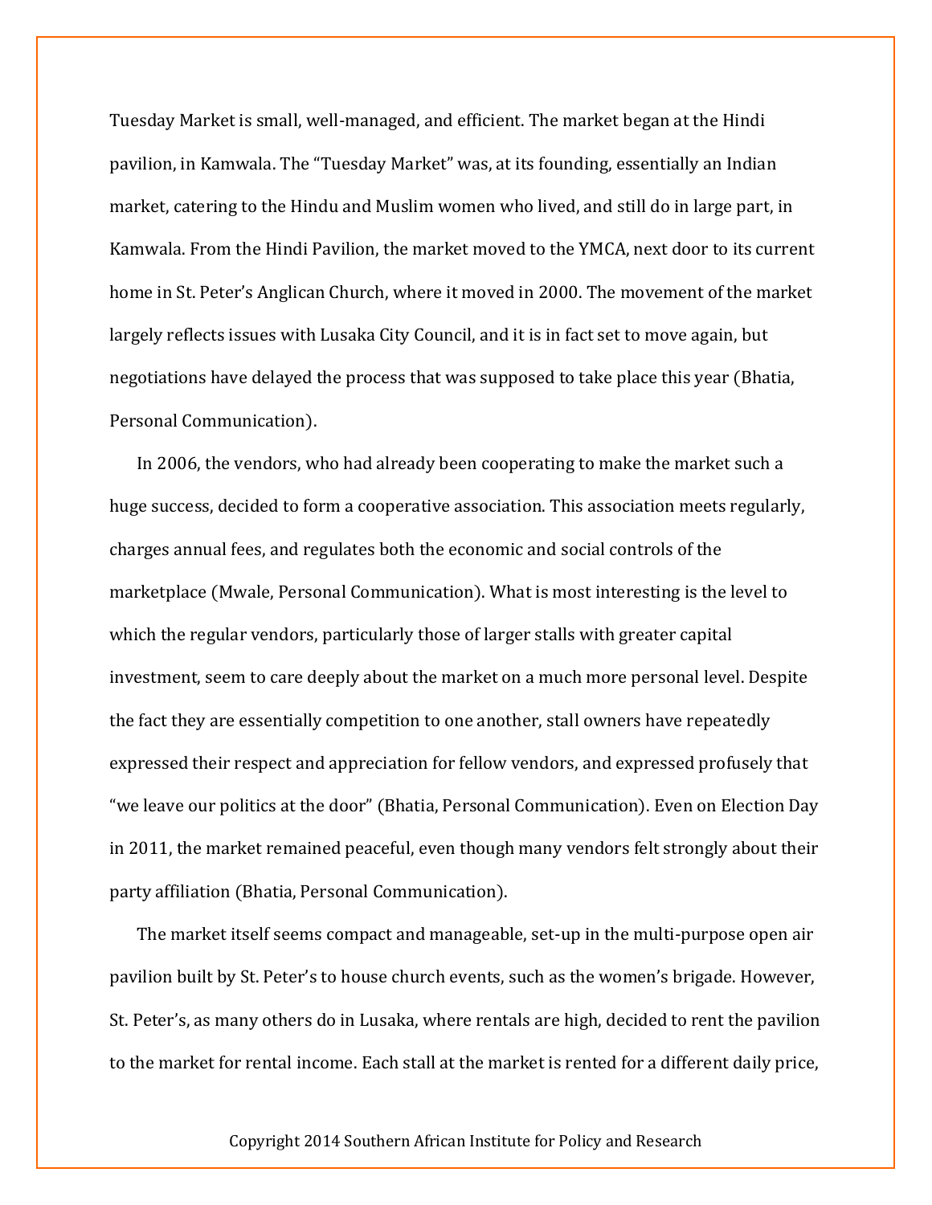Tuesday Market is small, well-managed, and efficient. The market began at the Hindi pavilion, in Kamwala. The "Tuesday Market" was, at its founding, essentially an Indian market, catering to the Hindu and Muslim women who lived, and still do in large part, in Kamwala. From the Hindi Pavilion, the market moved to the YMCA, next door to its current home in St. Peter's Anglican Church, where it moved in 2000. The movement of the market largely reflects issues with Lusaka City Council, and it is in fact set to move again, but negotiations have delayed the process that was supposed to take place this year (Bhatia, Personal Communication).

In 2006, the vendors, who had already been cooperating to make the market such a huge success, decided to form a cooperative association. This association meets regularly, charges annual fees, and regulates both the economic and social controls of the marketplace (Mwale, Personal Communication). What is most interesting is the level to which the regular vendors, particularly those of larger stalls with greater capital investment, seem to care deeply about the market on a much more personal level. Despite the fact they are essentially competition to one another, stall owners have repeatedly expressed their respect and appreciation for fellow vendors, and expressed profusely that "we leave our politics at the door" (Bhatia, Personal Communication). Even on Election Day in 2011, the market remained peaceful, even though many vendors felt strongly about their party affiliation (Bhatia, Personal Communication).

The market itself seems compact and manageable, set-up in the multi-purpose open air pavilion built by St. Peter's to house church events, such as the women's brigade. However, St. Peter's, as many others do in Lusaka, where rentals are high, decided to rent the pavilion to the market for rental income. Each stall at the market is rented for a different daily price,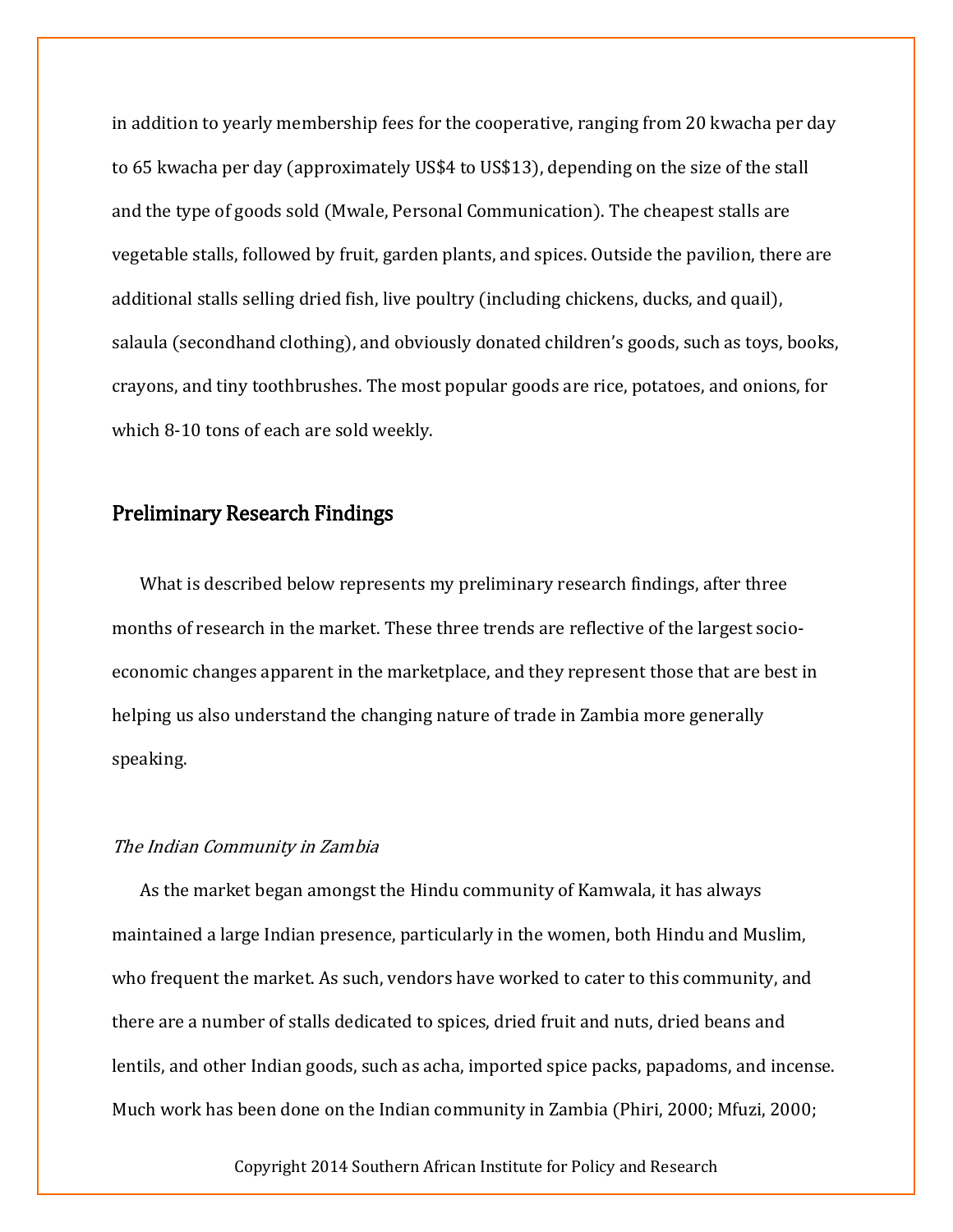in addition to yearly membership fees for the cooperative, ranging from 20 kwacha per day to 65 kwacha per day (approximately US$4 to US$13), depending on the size of the stall and the type of goods sold (Mwale, Personal Communication). The cheapest stalls are vegetable stalls, followed by fruit, garden plants, and spices. Outside the pavilion, there are additional stalls selling dried fish, live poultry (including chickens, ducks, and quail), salaula (secondhand clothing), and obviously donated children's goods, such as toys, books, crayons, and tiny toothbrushes. The most popular goods are rice, potatoes, and onions, for which 8-10 tons of each are sold weekly.

## Preliminary Research Findings

What is described below represents my preliminary research findings, after three months of research in the market. These three trends are reflective of the largest socio-economic changes apparent in the marketplace, and they represent those that are best in helping us also understand the changing nature of trade in Zambia more generally speaking.

### *The Indian Community in Zambia*

As the market began amongst the Hindu community of Kamwala, it has always maintained a large Indian presence, particularly in the women, both Hindu and Muslim, who frequent the market. As such, vendors have worked to cater to this community, and there are a number of stalls dedicated to spices, dried fruit and nuts, dried beans and lentils, and other Indian goods, such as acha, imported spice packs, papadoms, and incense. Much work has been done on the Indian community in Zambia (Phiri, 2000; Mfuzi, 2000;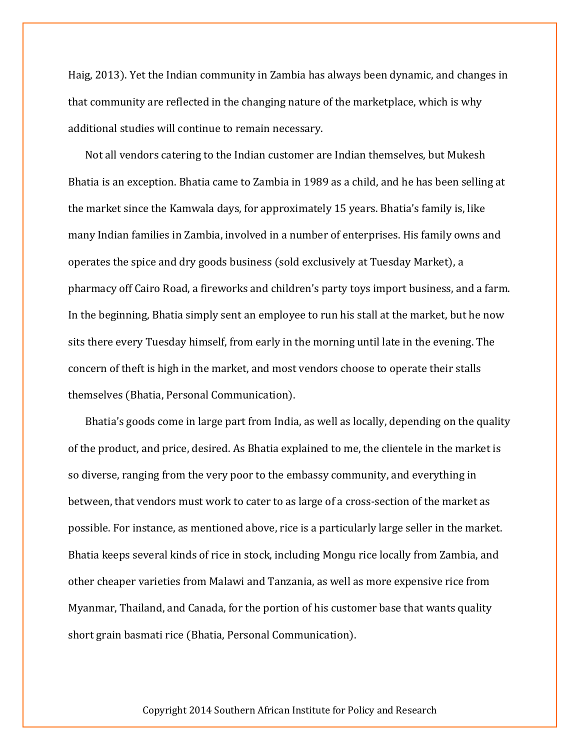Haig, 2013). Yet the Indian community in Zambia has always been dynamic, and changes in that community are reflected in the changing nature of the marketplace, which is why additional studies will continue to remain necessary.

Not all vendors catering to the Indian customer are Indian themselves, but Mukesh Bhatia is an exception. Bhatia came to Zambia in 1989 as a child, and he has been selling at the market since the Kamwala days, for approximately 15 years. Bhatia's family is, like many Indian families in Zambia, involved in a number of enterprises. His family owns and operates the spice and dry goods business (sold exclusively at Tuesday Market), a pharmacy off Cairo Road, a fireworks and children's party toys import business, and a farm. In the beginning, Bhatia simply sent an employee to run his stall at the market, but he now sits there every Tuesday himself, from early in the morning until late in the evening. The concern of theft is high in the market, and most vendors choose to operate their stalls themselves (Bhatia, Personal Communication).

Bhatia's goods come in large part from India, as well as locally, depending on the quality of the product, and price, desired. As Bhatia explained to me, the clientele in the market is so diverse, ranging from the very poor to the embassy community, and everything in between, that vendors must work to cater to as large of a cross-section of the market as possible. For instance, as mentioned above, rice is a particularly large seller in the market. Bhatia keeps several kinds of rice in stock, including Mongu rice locally from Zambia, and other cheaper varieties from Malawi and Tanzania, as well as more expensive rice from Myanmar, Thailand, and Canada, for the portion of his customer base that wants quality short grain basmati rice (Bhatia, Personal Communication).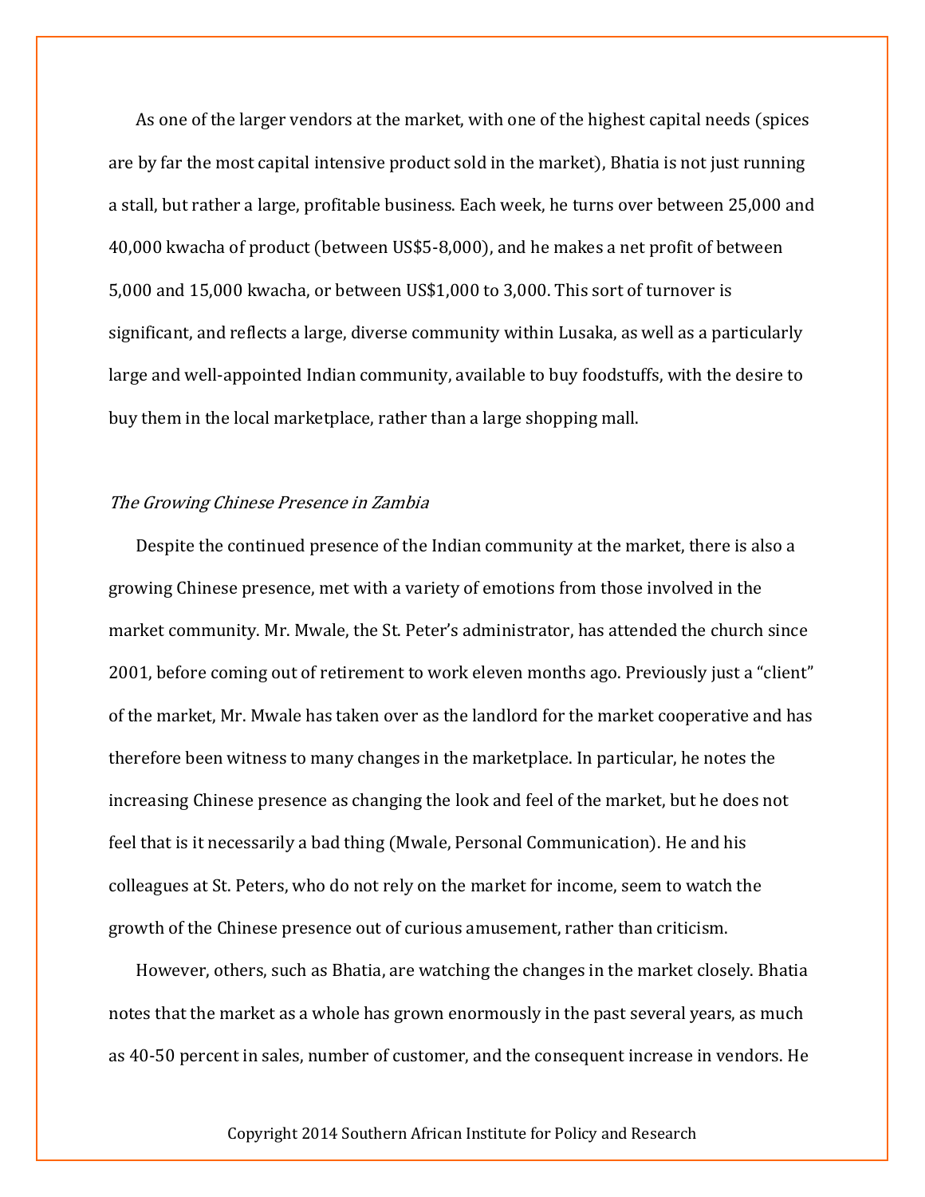As one of the larger vendors at the market, with one of the highest capital needs (spices are by far the most capital intensive product sold in the market), Bhatia is not just running a stall, but rather a large, profitable business. Each week, he turns over between 25,000 and 40,000 kwacha of product (between US$5-8,000), and he makes a net profit of between 5,000 and 15,000 kwacha, or between US$1,000 to 3,000. This sort of turnover is significant, and reflects a large, diverse community within Lusaka, as well as a particularly large and well-appointed Indian community, available to buy foodstuffs, with the desire to buy them in the local marketplace, rather than a large shopping mall.

*The Growing Chinese Presence in Zambia*

Despite the continued presence of the Indian community at the market, there is also a growing Chinese presence, met with a variety of emotions from those involved in the market community. Mr. Mwale, the St. Peter's administrator, has attended the church since 2001, before coming out of retirement to work eleven months ago. Previously just a "client" of the market, Mr. Mwale has taken over as the landlord for the market cooperative and has therefore been witness to many changes in the marketplace. In particular, he notes the increasing Chinese presence as changing the look and feel of the market, but he does not feel that is it necessarily a bad thing (Mwale, Personal Communication). He and his colleagues at St. Peters, who do not rely on the market for income, seem to watch the growth of the Chinese presence out of curious amusement, rather than criticism.

However, others, such as Bhatia, are watching the changes in the market closely. Bhatia notes that the market as a whole has grown enormously in the past several years, as much as 40-50 percent in sales, number of customer, and the consequent increase in vendors. He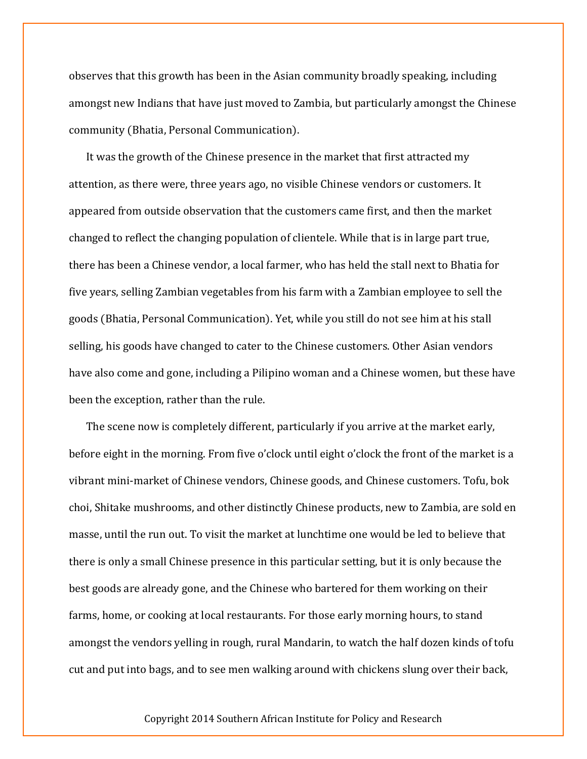observes that this growth has been in the Asian community broadly speaking, including amongst new Indians that have just moved to Zambia, but particularly amongst the Chinese community (Bhatia, Personal Communication).

It was the growth of the Chinese presence in the market that first attracted my attention, as there were, three years ago, no visible Chinese vendors or customers. It appeared from outside observation that the customers came first, and then the market changed to reflect the changing population of clientele. While that is in large part true, there has been a Chinese vendor, a local farmer, who has held the stall next to Bhatia for five years, selling Zambian vegetables from his farm with a Zambian employee to sell the goods (Bhatia, Personal Communication). Yet, while you still do not see him at his stall selling, his goods have changed to cater to the Chinese customers. Other Asian vendors have also come and gone, including a Pilipino woman and a Chinese women, but these have been the exception, rather than the rule.

The scene now is completely different, particularly if you arrive at the market early, before eight in the morning. From five o'clock until eight o'clock the front of the market is a vibrant mini-market of Chinese vendors, Chinese goods, and Chinese customers. Tofu, bok choi, Shitake mushrooms, and other distinctly Chinese products, new to Zambia, are sold en masse, until the run out. To visit the market at lunchtime one would be led to believe that there is only a small Chinese presence in this particular setting, but it is only because the best goods are already gone, and the Chinese who bartered for them working on their farms, home, or cooking at local restaurants. For those early morning hours, to stand amongst the vendors yelling in rough, rural Mandarin, to watch the half dozen kinds of tofu cut and put into bags, and to see men walking around with chickens slung over their back,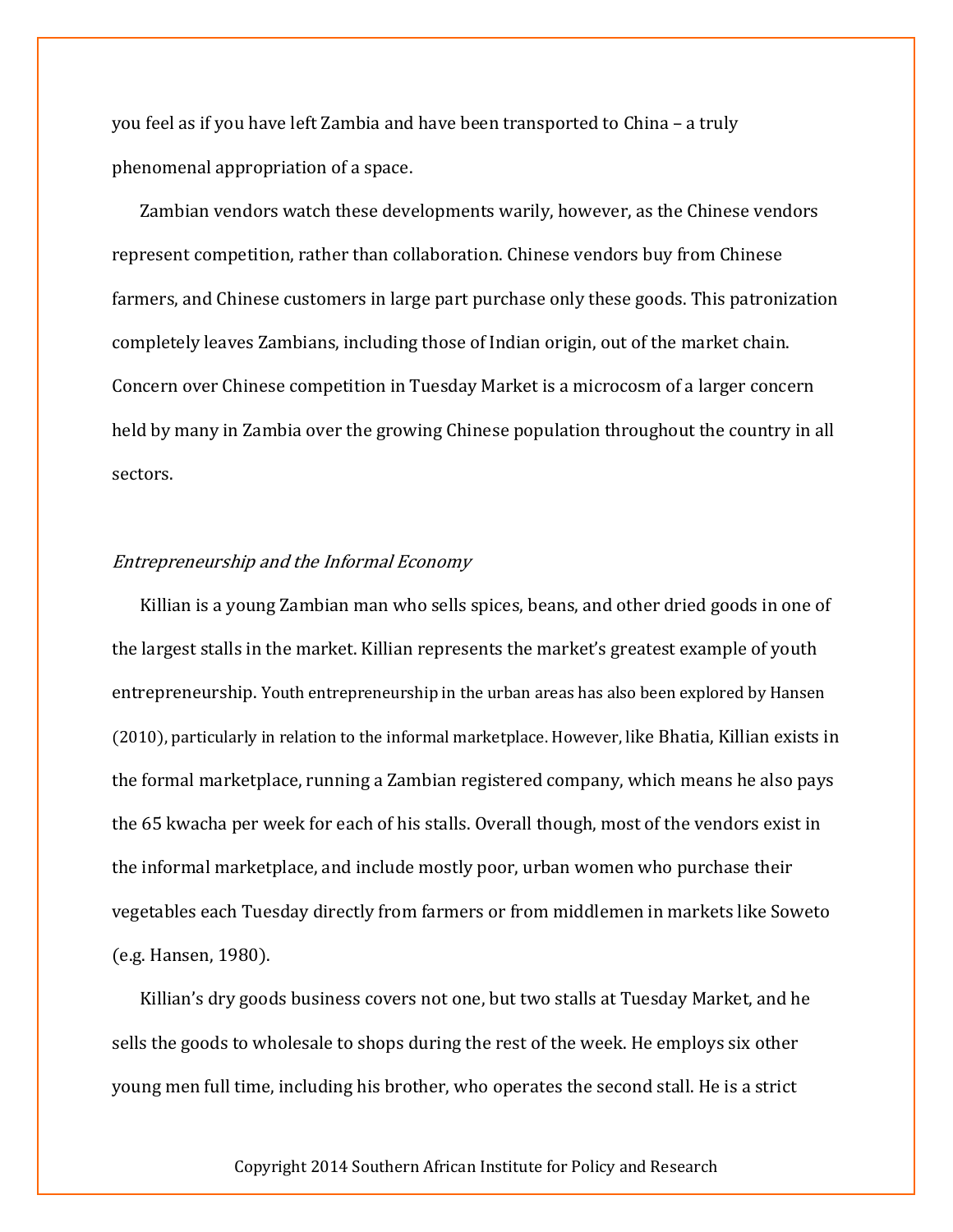you feel as if you have left Zambia and have been transported to China – a truly phenomenal appropriation of a space.

Zambian vendors watch these developments warily, however, as the Chinese vendors represent competition, rather than collaboration. Chinese vendors buy from Chinese farmers, and Chinese customers in large part purchase only these goods. This patronization completely leaves Zambians, including those of Indian origin, out of the market chain. Concern over Chinese competition in Tuesday Market is a microcosm of a larger concern held by many in Zambia over the growing Chinese population throughout the country in all sectors.

*Entrepreneurship and the Informal Economy*

Killian is a young Zambian man who sells spices, beans, and other dried goods in one of the largest stalls in the market. Killian represents the market's greatest example of youth entrepreneurship. Youth entrepreneurship in the urban areas has also been explored by Hansen (2010), particularly in relation to the informal marketplace. However, like Bhatia, Killian exists in the formal marketplace, running a Zambian registered company, which means he also pays the 65 kwacha per week for each of his stalls. Overall though, most of the vendors exist in the informal marketplace, and include mostly poor, urban women who purchase their vegetables each Tuesday directly from farmers or from middlemen in markets like Soweto (e.g. Hansen, 1980).

Killian's dry goods business covers not one, but two stalls at Tuesday Market, and he sells the goods to wholesale to shops during the rest of the week. He employs six other young men full time, including his brother, who operates the second stall. He is a strict

Copyright 2014 Southern African Institute for Policy and Research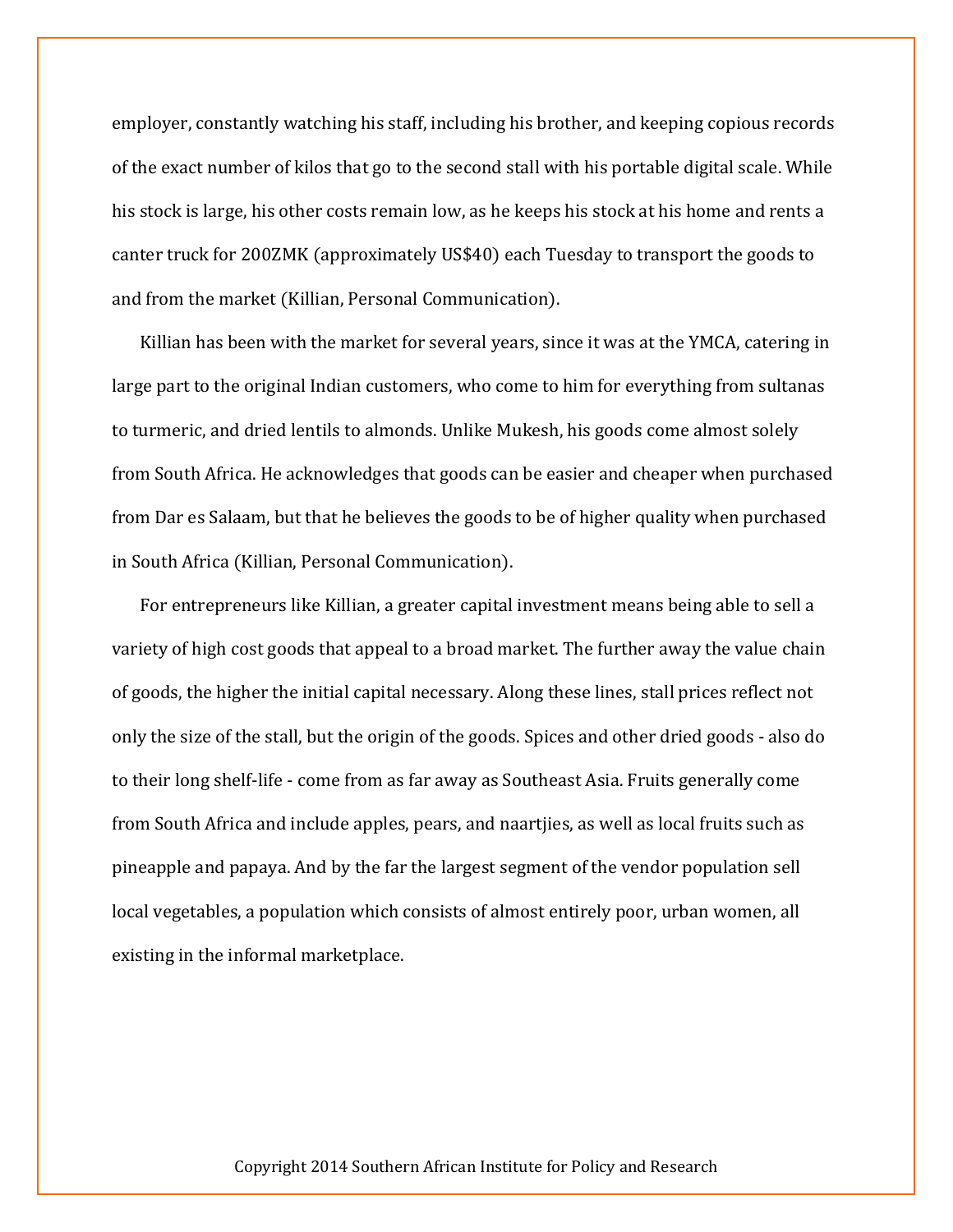employer, constantly watching his staff, including his brother, and keeping copious records of the exact number of kilos that go to the second stall with his portable digital scale. While his stock is large, his other costs remain low, as he keeps his stock at his home and rents a canter truck for 200ZMK (approximately US$40) each Tuesday to transport the goods to and from the market (Killian, Personal Communication).

Killian has been with the market for several years, since it was at the YMCA, catering in large part to the original Indian customers, who come to him for everything from sultanas to turmeric, and dried lentils to almonds. Unlike Mukesh, his goods come almost solely from South Africa. He acknowledges that goods can be easier and cheaper when purchased from Dar es Salaam, but that he believes the goods to be of higher quality when purchased in South Africa (Killian, Personal Communication).

For entrepreneurs like Killian, a greater capital investment means being able to sell a variety of high cost goods that appeal to a broad market. The further away the value chain of goods, the higher the initial capital necessary. Along these lines, stall prices reflect not only the size of the stall, but the origin of the goods. Spices and other dried goods - also do to their long shelf-life - come from as far away as Southeast Asia. Fruits generally come from South Africa and include apples, pears, and naartjies, as well as local fruits such as pineapple and papaya. And by the far the largest segment of the vendor population sell local vegetables, a population which consists of almost entirely poor, urban women, all existing in the informal marketplace.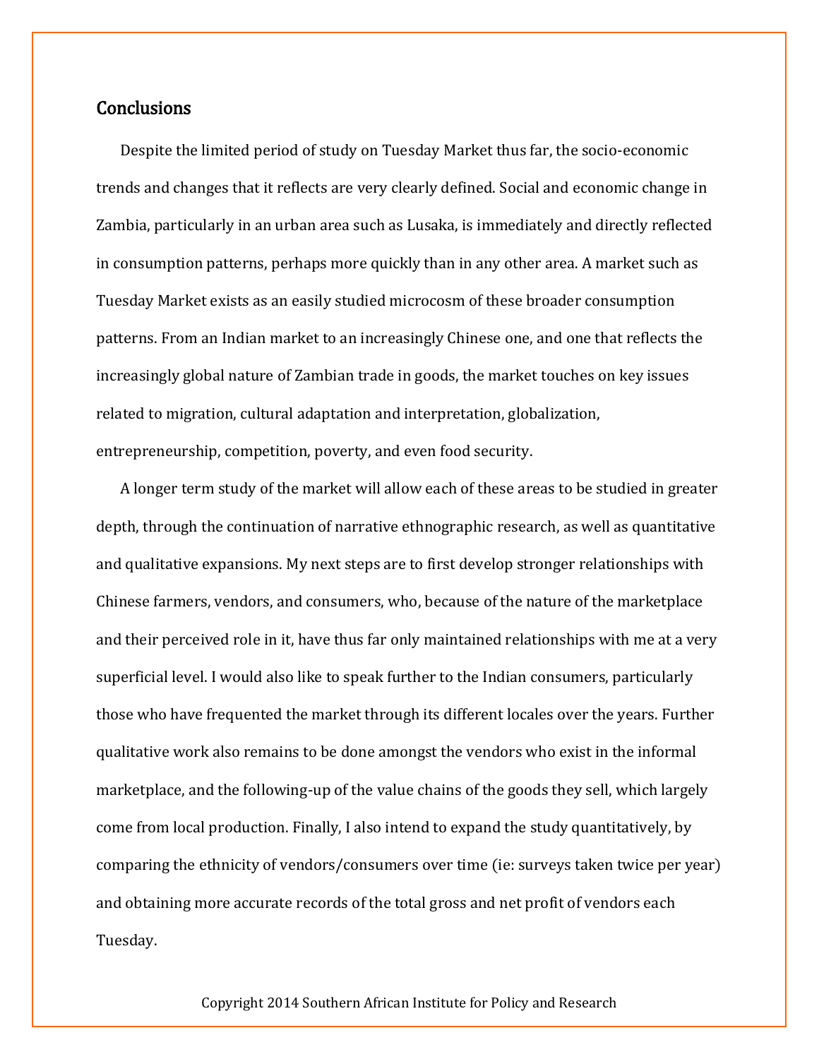## Conclusions

Despite the limited period of study on Tuesday Market thus far, the socio-economic trends and changes that it reflects are very clearly defined. Social and economic change in Zambia, particularly in an urban area such as Lusaka, is immediately and directly reflected in consumption patterns, perhaps more quickly than in any other area. A market such as Tuesday Market exists as an easily studied microcosm of these broader consumption patterns. From an Indian market to an increasingly Chinese one, and one that reflects the increasingly global nature of Zambian trade in goods, the market touches on key issues related to migration, cultural adaptation and interpretation, globalization, entrepreneurship, competition, poverty, and even food security.

A longer term study of the market will allow each of these areas to be studied in greater depth, through the continuation of narrative ethnographic research, as well as quantitative and qualitative expansions. My next steps are to first develop stronger relationships with Chinese farmers, vendors, and consumers, who, because of the nature of the marketplace and their perceived role in it, have thus far only maintained relationships with me at a very superficial level. I would also like to speak further to the Indian consumers, particularly those who have frequented the market through its different locales over the years. Further qualitative work also remains to be done amongst the vendors who exist in the informal marketplace, and the following-up of the value chains of the goods they sell, which largely come from local production. Finally, I also intend to expand the study quantitatively, by comparing the ethnicity of vendors/consumers over time (ie: surveys taken twice per year) and obtaining more accurate records of the total gross and net profit of vendors each Tuesday.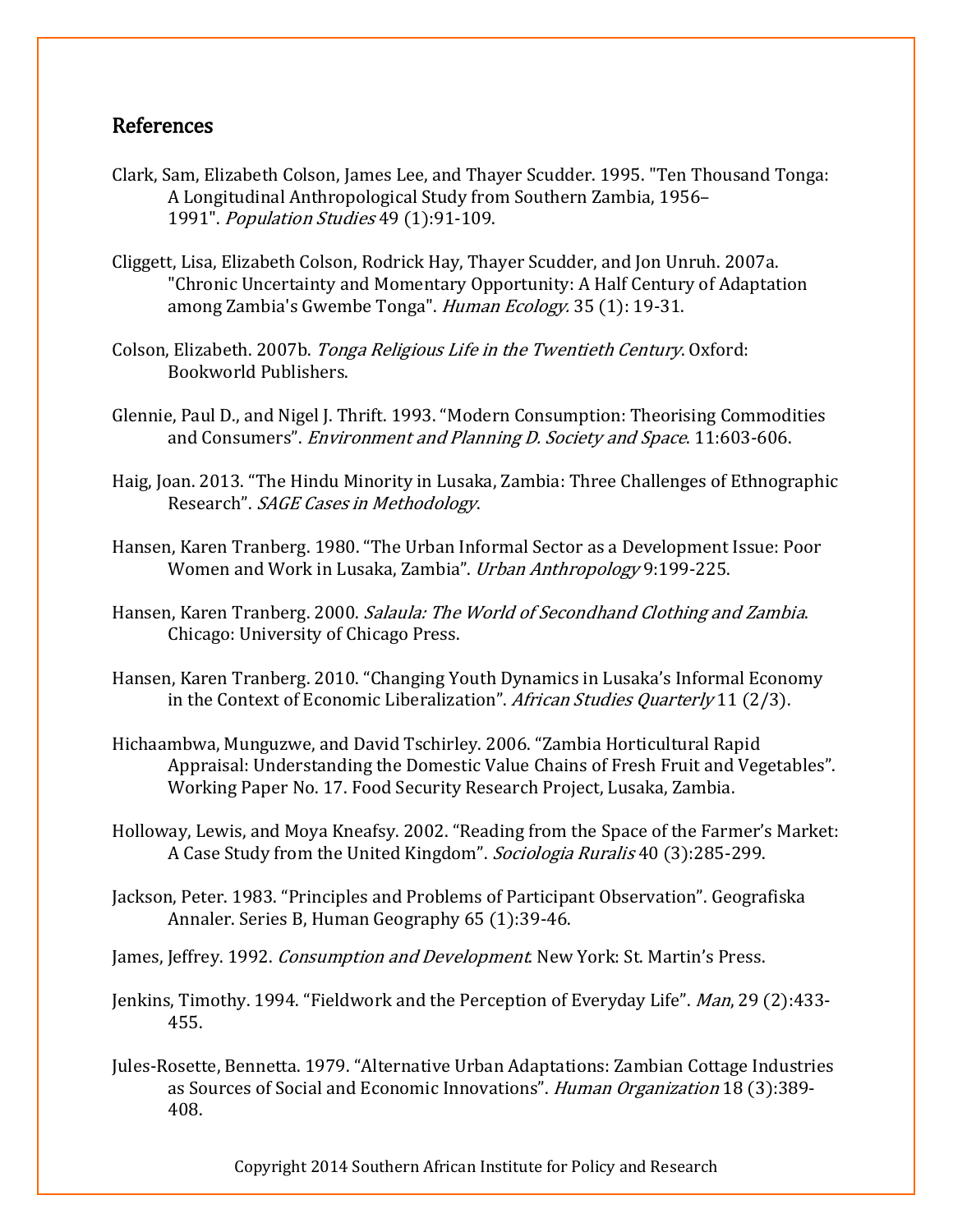## References

Clark, Sam, Elizabeth Colson, James Lee, and Thayer Scudder. 1995. "Ten Thousand Tonga: A Longitudinal Anthropological Study from Southern Zambia, 1956–1991". *Population Studies* 49 (1):91-109.

Cliggett, Lisa, Elizabeth Colson, Rodrick Hay, Thayer Scudder, and Jon Unruh. 2007a. "Chronic Uncertainty and Momentary Opportunity: A Half Century of Adaptation among Zambia's Gwembe Tonga". *Human Ecology.* 35 (1): 19-31.

Colson, Elizabeth. 2007b. *Tonga Religious Life in the Twentieth Century*. Oxford: Bookworld Publishers.

Glennie, Paul D., and Nigel J. Thrift. 1993. "Modern Consumption: Theorising Commodities and Consumers". *Environment and Planning D. Society and Space*. 11:603-606.

Haig, Joan. 2013. "The Hindu Minority in Lusaka, Zambia: Three Challenges of Ethnographic Research". *SAGE Cases in Methodology*.

Hansen, Karen Tranberg. 1980. "The Urban Informal Sector as a Development Issue: Poor Women and Work in Lusaka, Zambia". *Urban Anthropology* 9:199-225.

Hansen, Karen Tranberg. 2000. *Salaula: The World of Secondhand Clothing and Zambia*. Chicago: University of Chicago Press.

Hansen, Karen Tranberg. 2010. "Changing Youth Dynamics in Lusaka's Informal Economy in the Context of Economic Liberalization". *African Studies Quarterly* 11 (2/3).

Hichaambwa, Munguzwe, and David Tschirley. 2006. "Zambia Horticultural Rapid Appraisal: Understanding the Domestic Value Chains of Fresh Fruit and Vegetables". Working Paper No. 17. Food Security Research Project, Lusaka, Zambia.

Holloway, Lewis, and Moya Kneafsy. 2002. "Reading from the Space of the Farmer's Market: A Case Study from the United Kingdom". *Sociologia Ruralis* 40 (3):285-299.

Jackson, Peter. 1983. "Principles and Problems of Participant Observation". Geografiska Annaler. Series B, Human Geography 65 (1):39-46.

James, Jeffrey. 1992. *Consumption and Development.* New York: St. Martin's Press.

Jenkins, Timothy. 1994. "Fieldwork and the Perception of Everyday Life". *Man*, 29 (2):433-455.

Jules-Rosette, Bennetta. 1979. "Alternative Urban Adaptations: Zambian Cottage Industries as Sources of Social and Economic Innovations". *Human Organization* 18 (3):389-408.

Copyright 2014 Southern African Institute for Policy and Research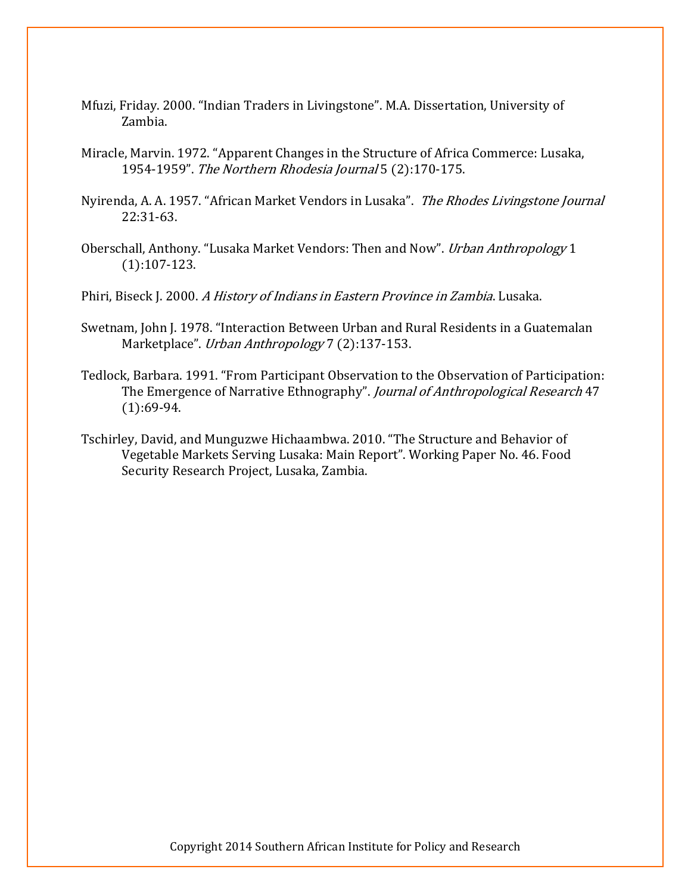Mfuzi, Friday. 2000. "Indian Traders in Livingstone". M.A. Dissertation, University of Zambia.

Miracle, Marvin. 1972. "Apparent Changes in the Structure of Africa Commerce: Lusaka, 1954-1959". *The Northern Rhodesia Journal* 5 (2):170-175.

Nyirenda, A. A. 1957. "African Market Vendors in Lusaka". *The Rhodes Livingstone Journal* 22:31-63.

Oberschall, Anthony. "Lusaka Market Vendors: Then and Now". *Urban Anthropology* 1 (1):107-123.

Phiri, Biseck J. 2000. *A History of Indians in Eastern Province in Zambia*. Lusaka.

Swetnam, John J. 1978. "Interaction Between Urban and Rural Residents in a Guatemalan Marketplace". *Urban Anthropology* 7 (2):137-153.

Tedlock, Barbara. 1991. "From Participant Observation to the Observation of Participation: The Emergence of Narrative Ethnography". *Journal of Anthropological Research* 47 (1):69-94.

Tschirley, David, and Munguzwe Hichaambwa. 2010. "The Structure and Behavior of Vegetable Markets Serving Lusaka: Main Report". Working Paper No. 46. Food Security Research Project, Lusaka, Zambia.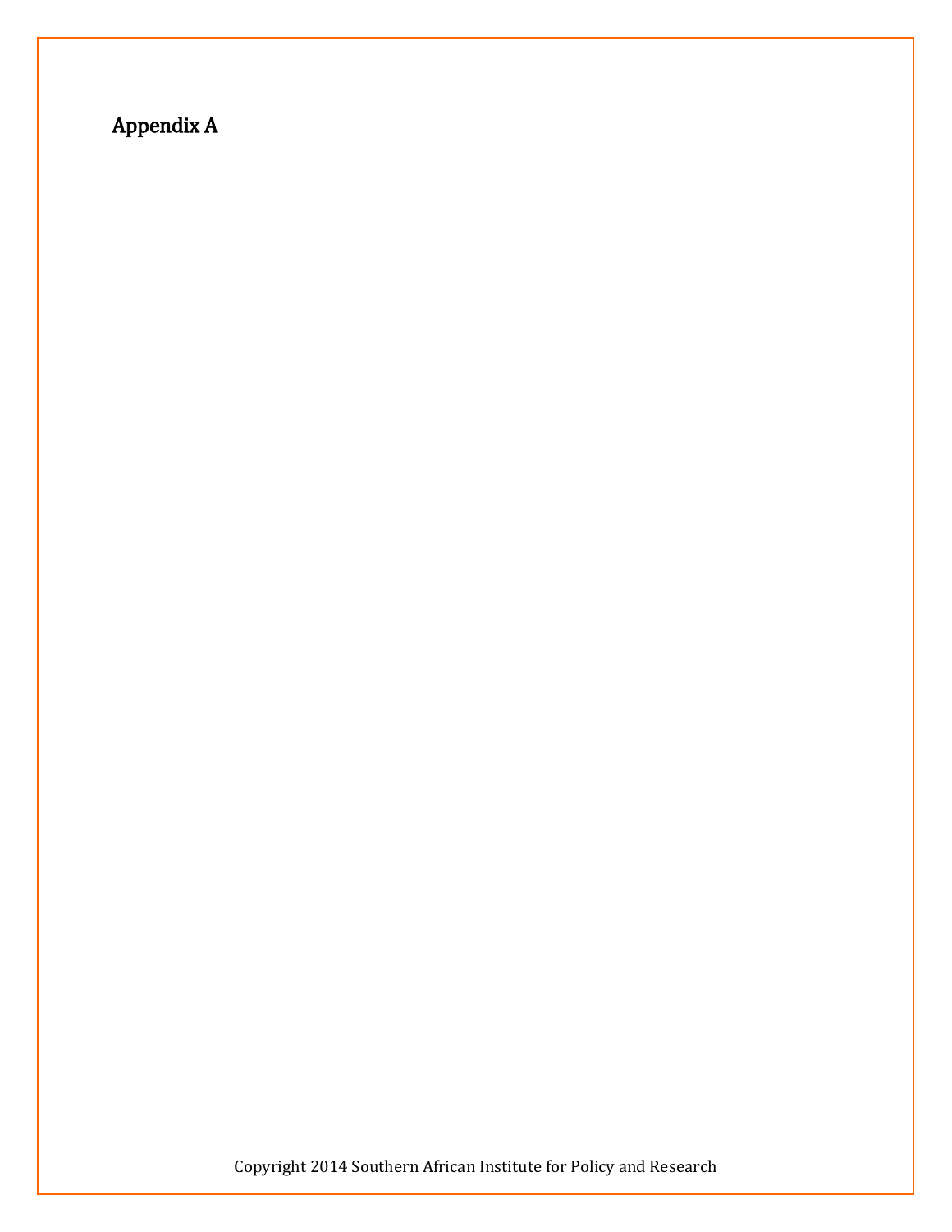## Appendix A

Copyright 2014 Southern African Institute for Policy and Research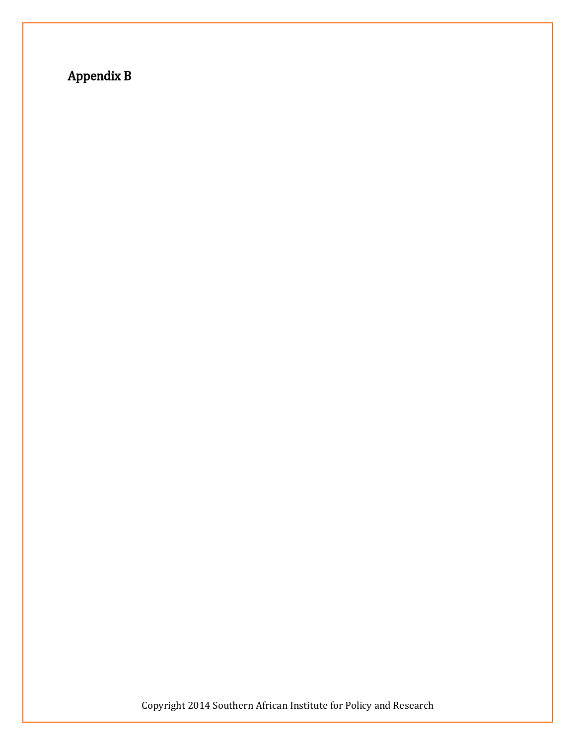## Appendix B

Copyright 2014 Southern African Institute for Policy and Research